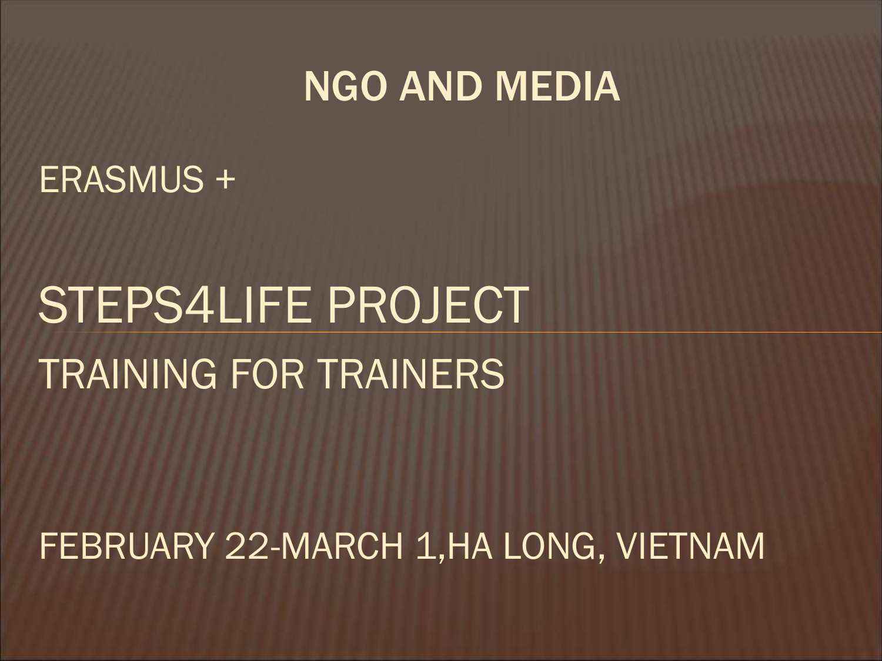# NGO AND MEDIA

ERASMUS +

## STEPS4LIFE PROJECT

TRAINING FOR TRAINERS

FEBRUARY 22-MARCH 1,HA LONG, VIETNAM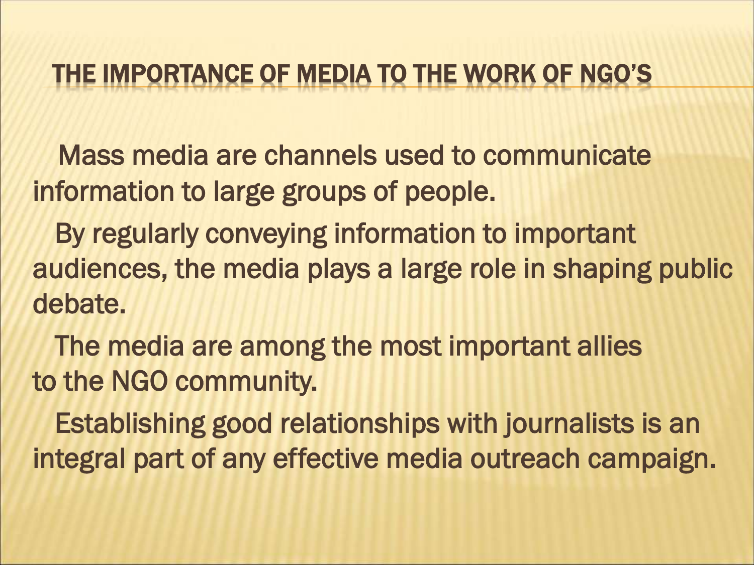# THE IMPORTANCE OF MEDIA TO THE WORK OF NGO'S

Mass media are channels used to communicate information to large groups of people.

By regularly conveying information to important audiences, the media plays a large role in shaping public debate.

The media are among the most important allies to the NGO community.

Establishing good relationships with journalists is an integral part of any effective media outreach campaign.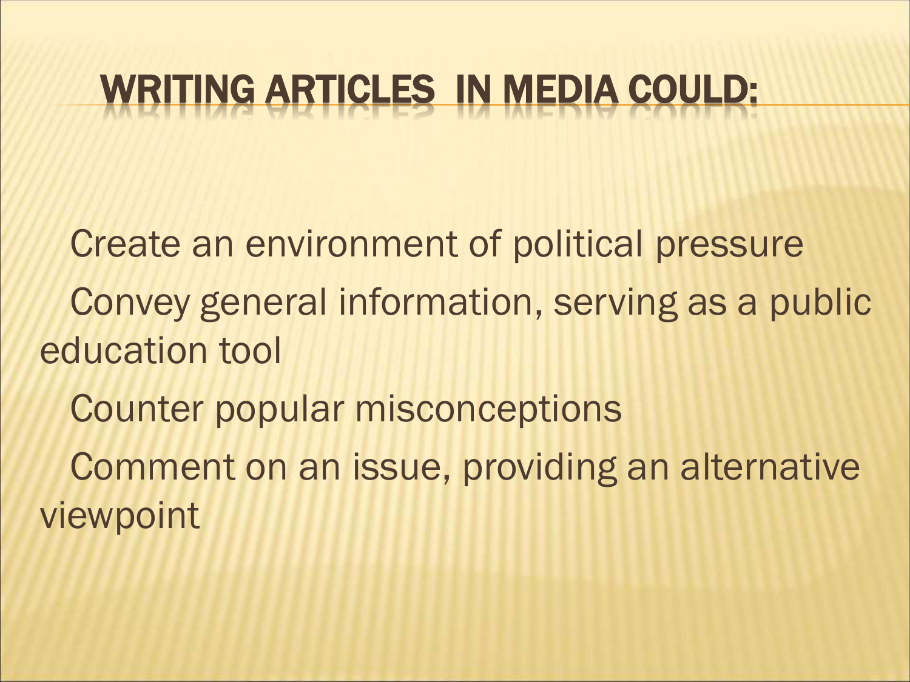# WRITING ARTICLES IN MEDIA COULD:

- Create an environment of political pressure
- Convey general information, serving as a public education tool
- Counter popular misconceptions
- Comment on an issue, providing an alternative viewpoint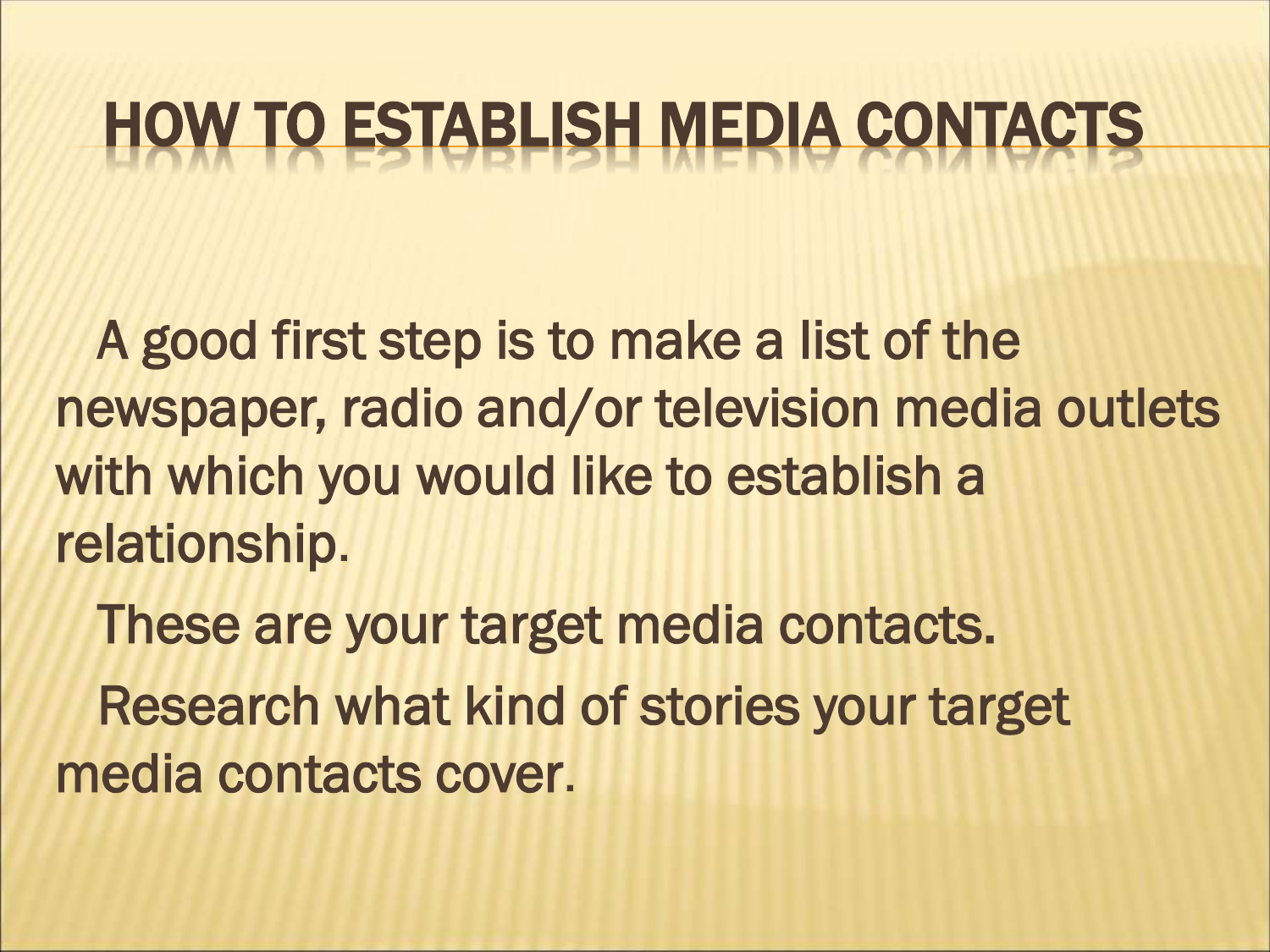# HOW TO ESTABLISH MEDIA CONTACTS

A good first step is to make a list of the newspaper, radio and/or television media outlets with which you would like to establish a relationship.

These are your target media contacts.

Research what kind of stories your target media contacts cover.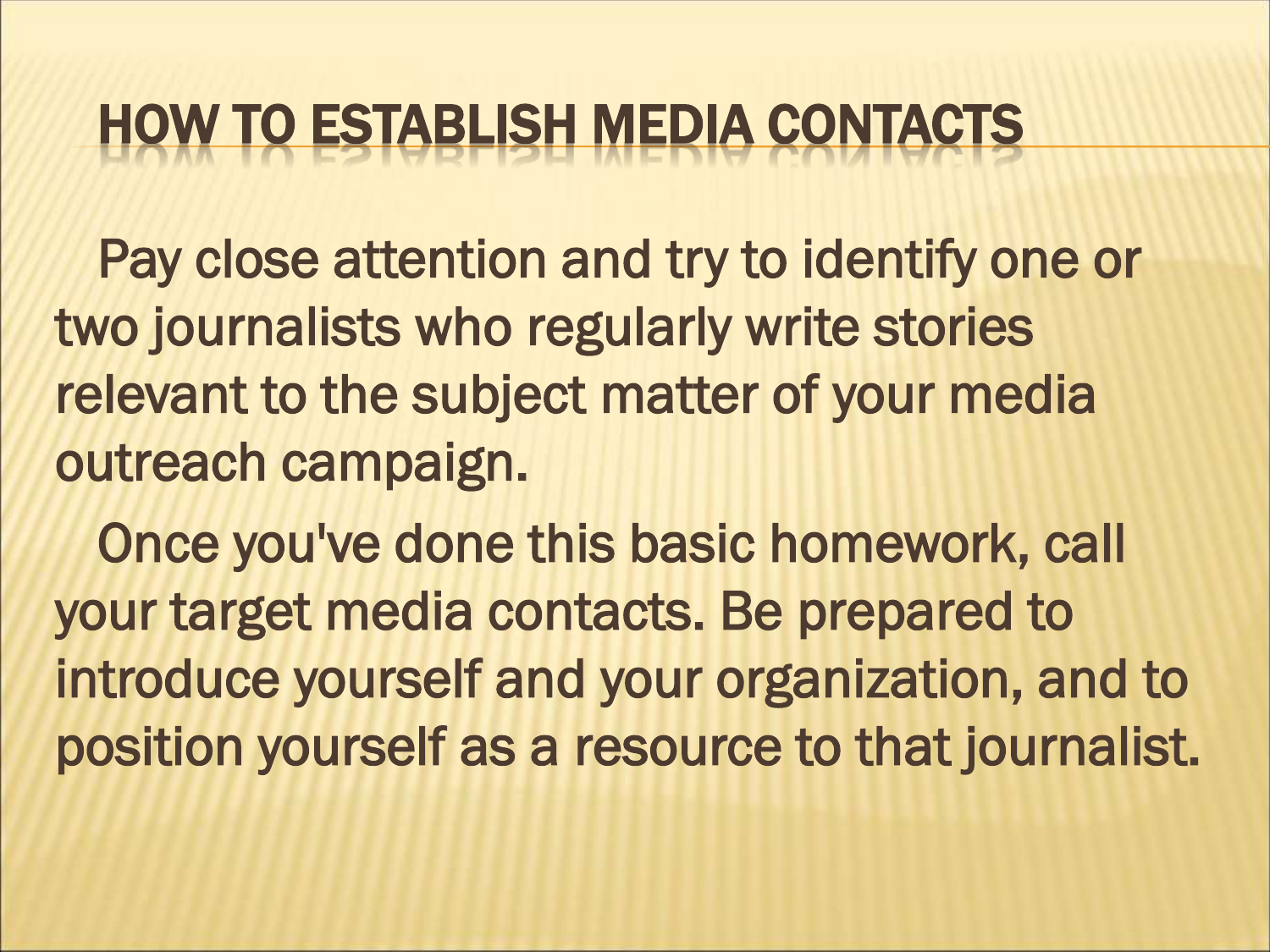# HOW TO ESTABLISH MEDIA CONTACTS

Pay close attention and try to identify one or two journalists who regularly write stories relevant to the subject matter of your media outreach campaign.

Once you've done this basic homework, call your target media contacts. Be prepared to introduce yourself and your organization, and to position yourself as a resource to that journalist.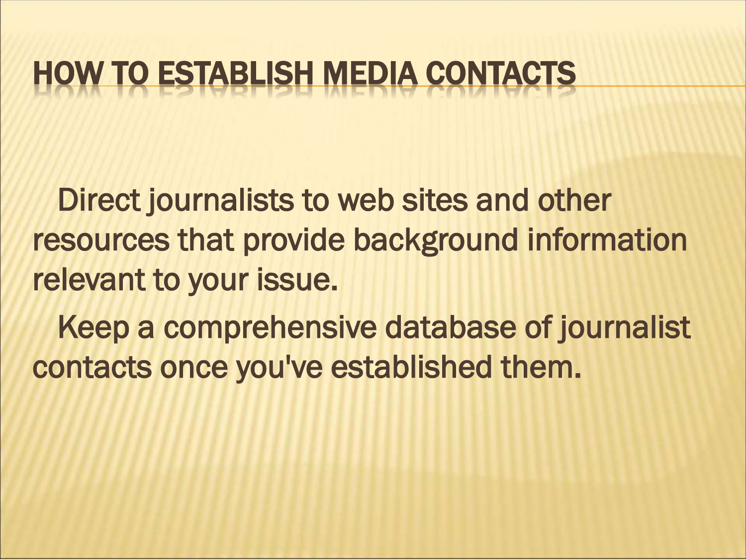# HOW TO ESTABLISH MEDIA CONTACTS

Direct journalists to web sites and other resources that provide background information relevant to your issue.

Keep a comprehensive database of journalist contacts once you've established them.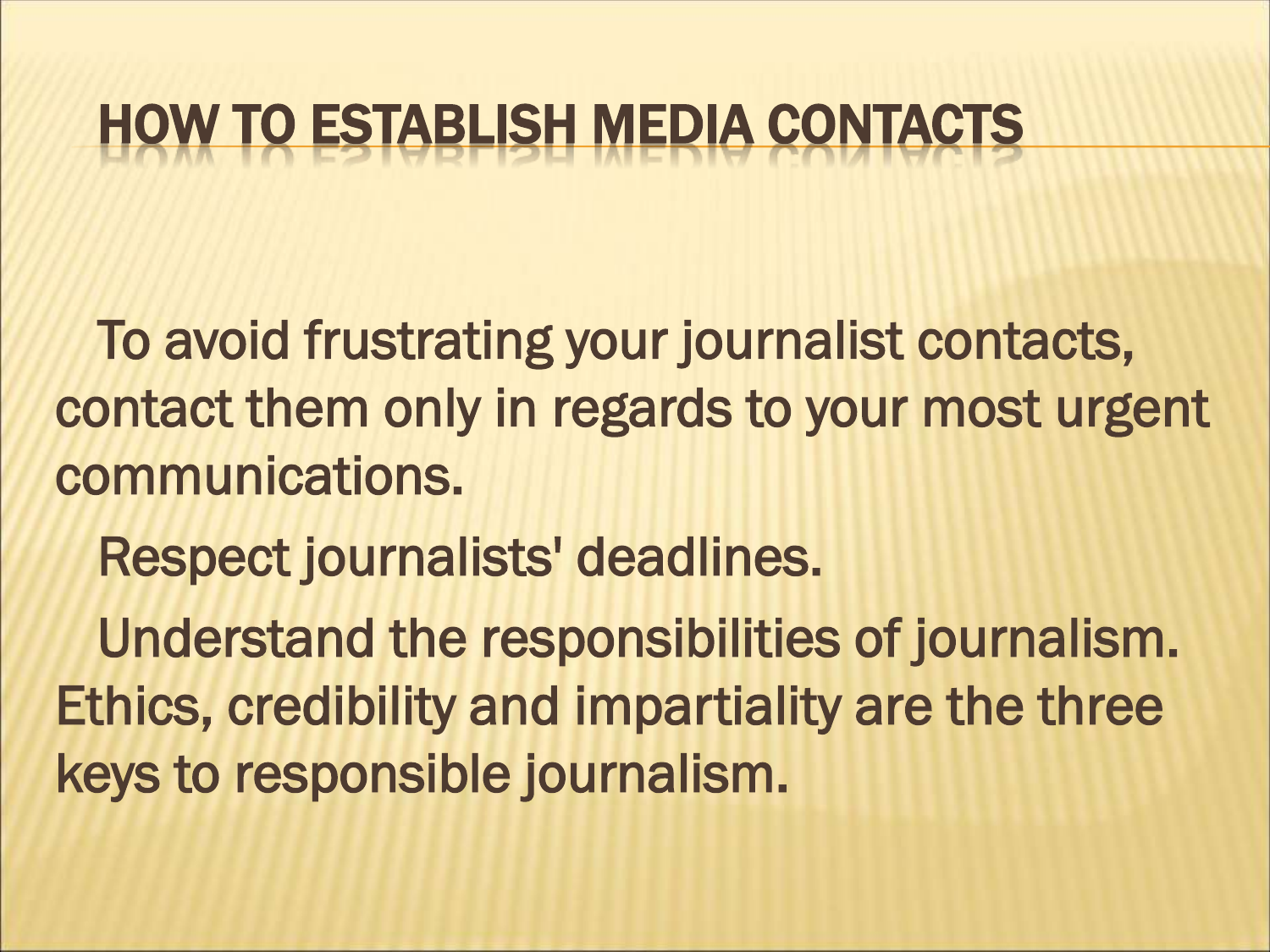# HOW TO ESTABLISH MEDIA CONTACTS

To avoid frustrating your journalist contacts, contact them only in regards to your most urgent communications.

Respect journalists' deadlines.

Understand the responsibilities of journalism. Ethics, credibility and impartiality are the three keys to responsible journalism.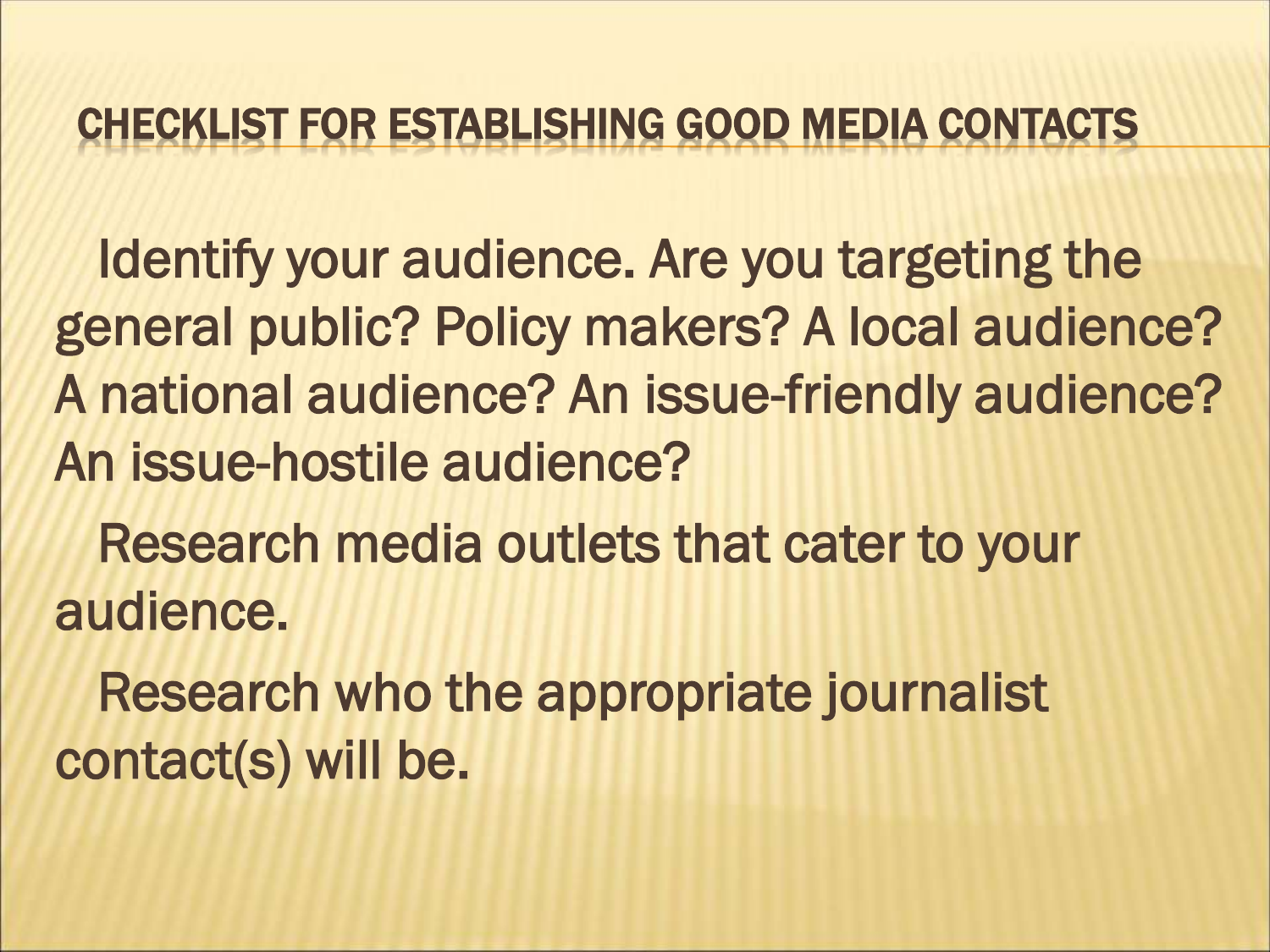# CHECKLIST FOR ESTABLISHING GOOD MEDIA CONTACTS

- Identify your audience. Are you targeting the general public? Policy makers? A local audience? A national audience? An issue-friendly audience? An issue-hostile audience?
- Research media outlets that cater to your audience.
- Research who the appropriate journalist contact(s) will be.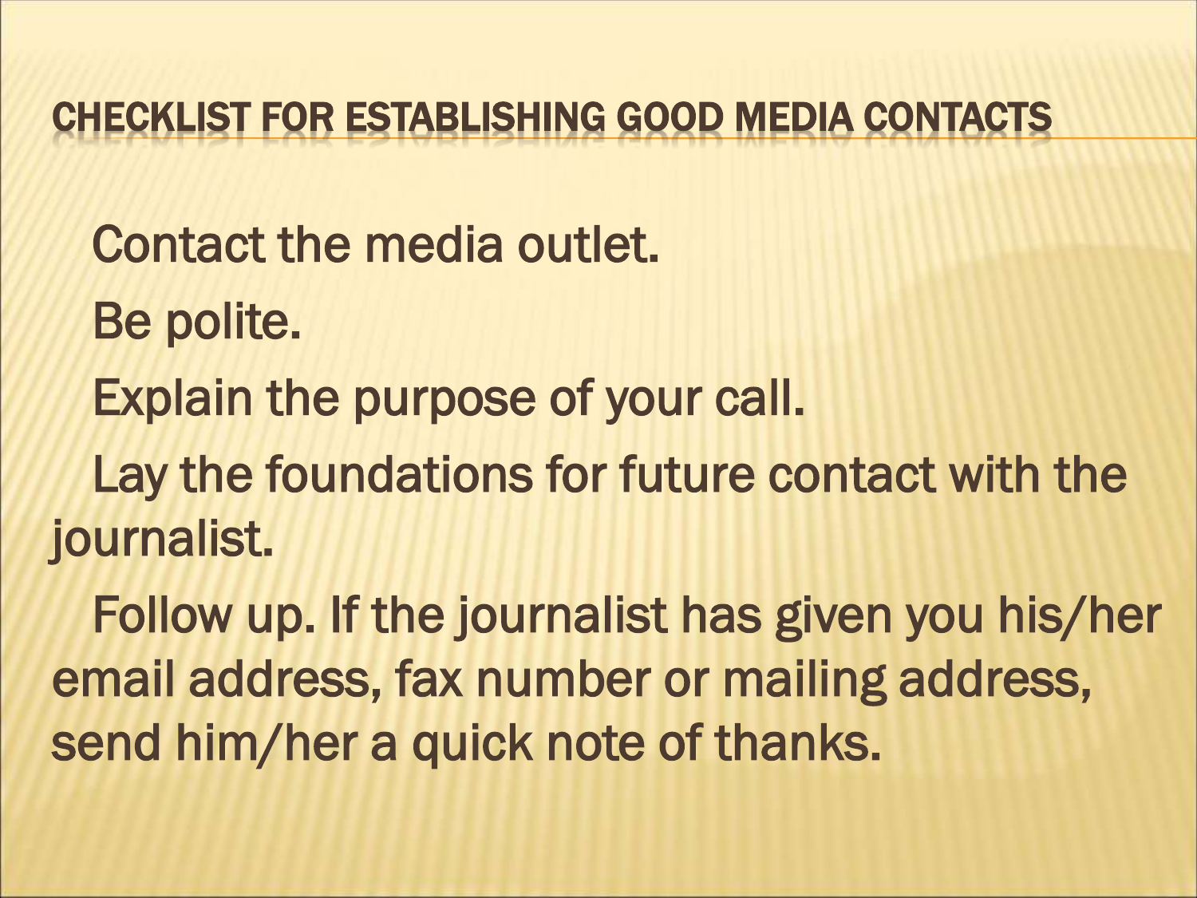## CHECKLIST FOR ESTABLISHING GOOD MEDIA CONTACTS

- Contact the media outlet.
- Be polite.
- Explain the purpose of your call.
- Lay the foundations for future contact with the journalist.
- Follow up. If the journalist has given you his/her email address, fax number or mailing address, send him/her a quick note of thanks.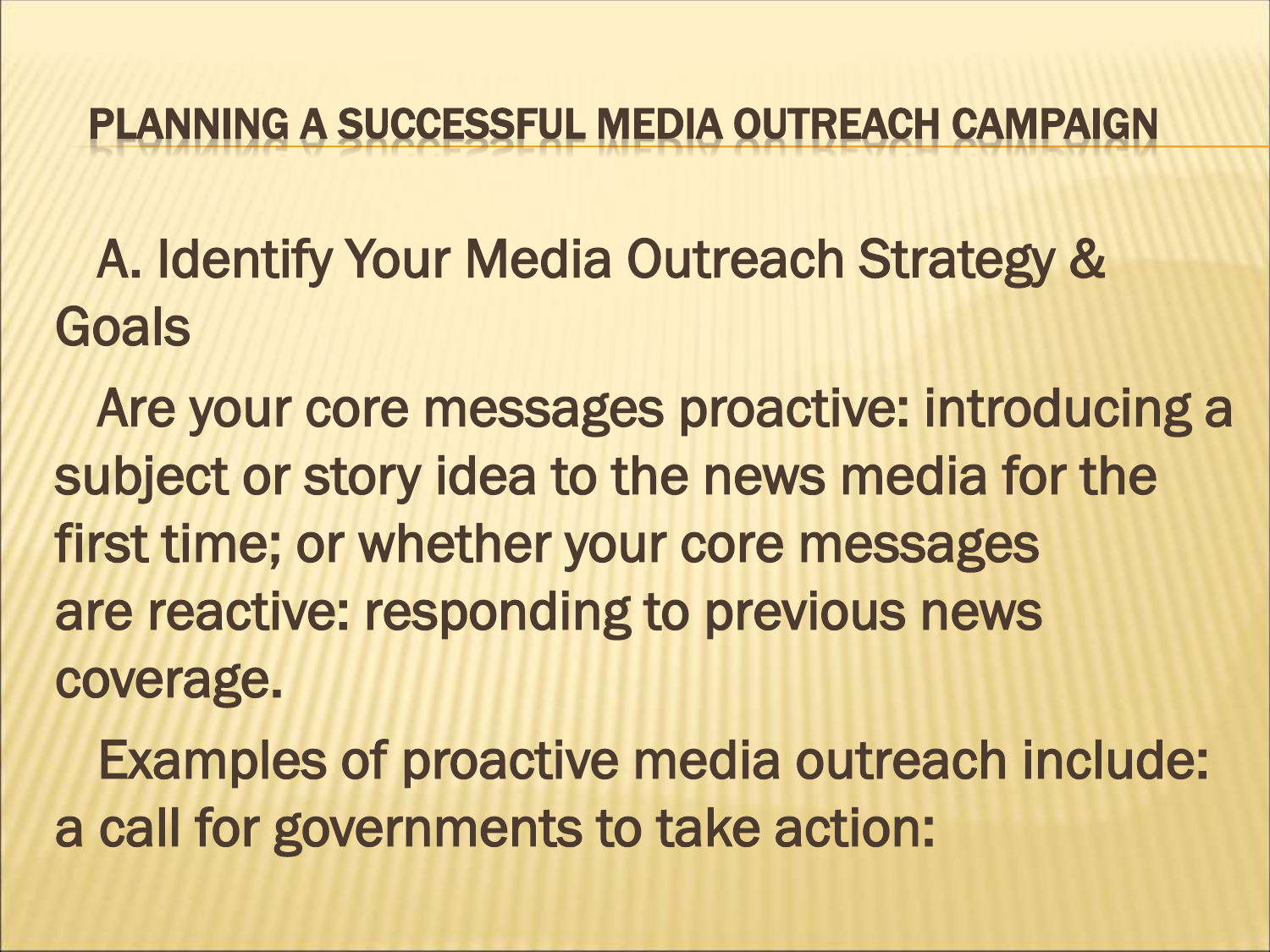# PLANNING A SUCCESSFUL MEDIA OUTREACH CAMPAIGN

A. Identify Your Media Outreach Strategy & Goals

Are your core messages proactive: introducing a subject or story idea to the news media for the first time; or whether your core messages are reactive: responding to previous news coverage.

Examples of proactive media outreach include: a call for governments to take action: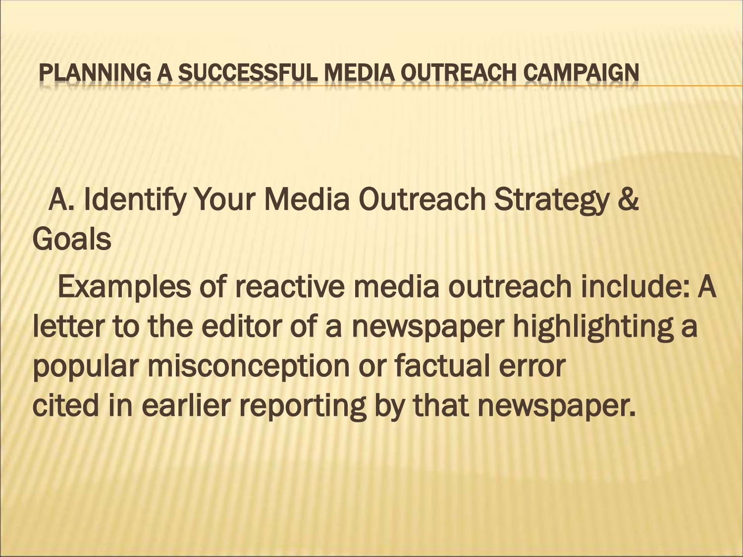## PLANNING A SUCCESSFUL MEDIA OUTREACH CAMPAIGN

A. Identify Your Media Outreach Strategy & Goals

Examples of reactive media outreach include: A letter to the editor of a newspaper highlighting a popular misconception or factual error cited in earlier reporting by that newspaper.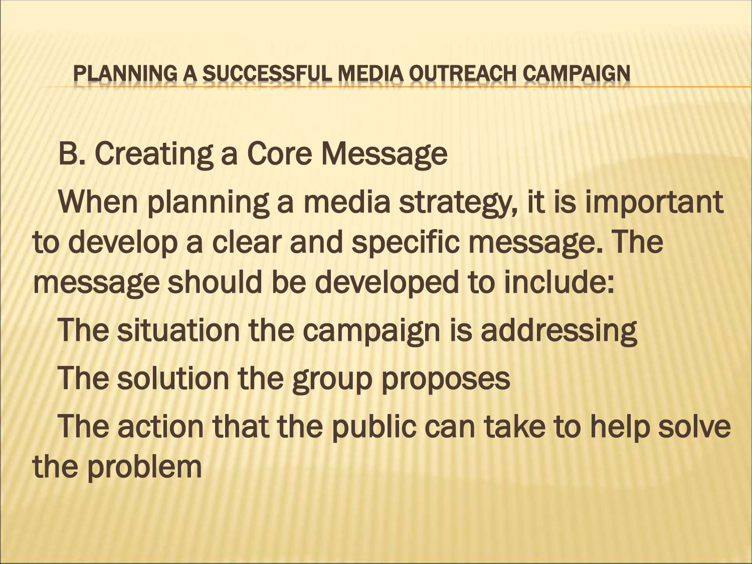# PLANNING A SUCCESSFUL MEDIA OUTREACH CAMPAIGN

## B. Creating a Core Message

When planning a media strategy, it is important to develop a clear and specific message. The message should be developed to include:

- The situation the campaign is addressing
- The solution the group proposes
- The action that the public can take to help solve the problem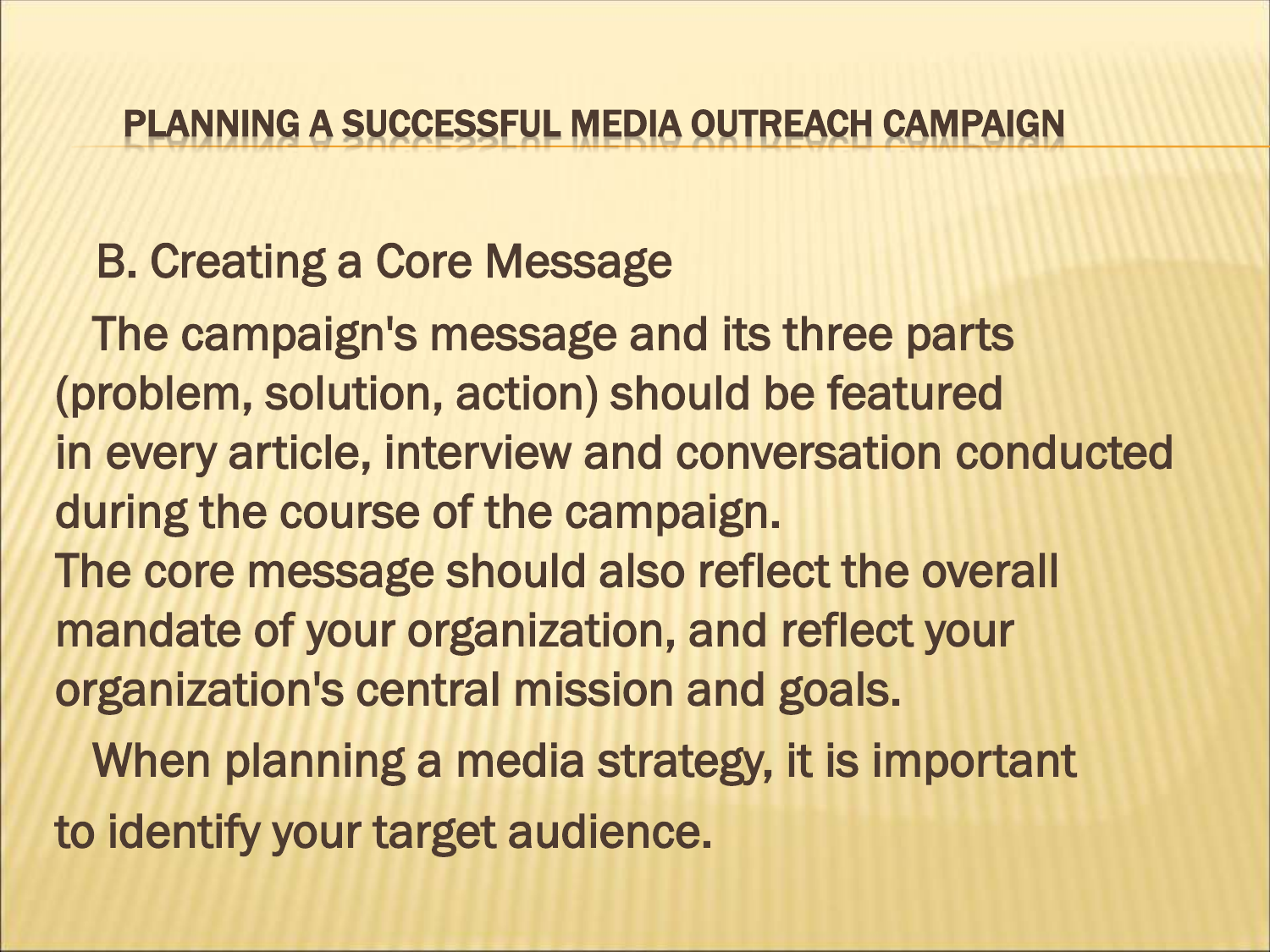## PLANNING A SUCCESSFUL MEDIA OUTREACH CAMPAIGN

### B. Creating a Core Message

The campaign's message and its three parts (problem, solution, action) should be featured in every article, interview and conversation conducted during the course of the campaign.
The core message should also reflect the overall mandate of your organization, and reflect your organization's central mission and goals.

When planning a media strategy, it is important to identify your target audience.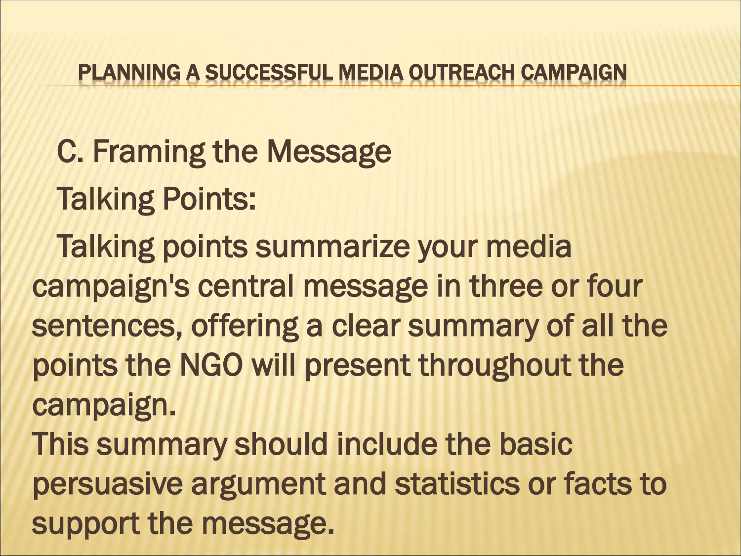# PLANNING A SUCCESSFUL MEDIA OUTREACH CAMPAIGN

C. Framing the Message

Talking Points:

Talking points summarize your media campaign's central message in three or four sentences, offering a clear summary of all the points the NGO will present throughout the campaign.

This summary should include the basic persuasive argument and statistics or facts to support the message.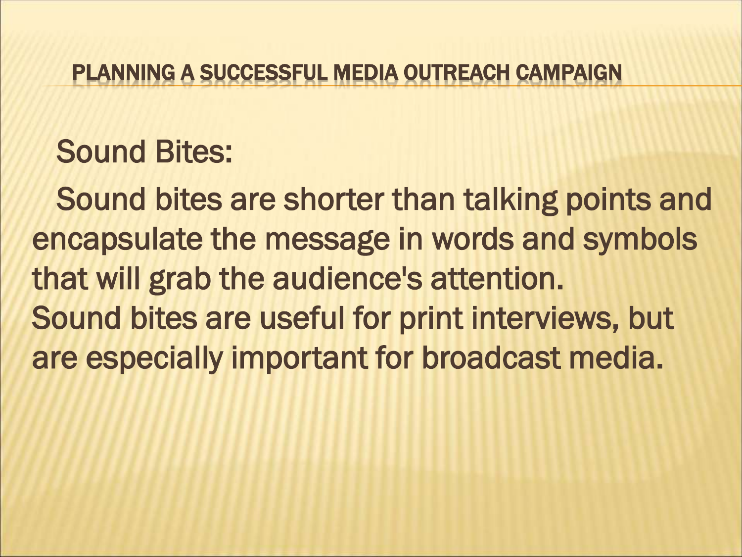## PLANNING A SUCCESSFUL MEDIA OUTREACH CAMPAIGN

Sound Bites:

Sound bites are shorter than talking points and encapsulate the message in words and symbols that will grab the audience's attention.
Sound bites are useful for print interviews, but are especially important for broadcast media.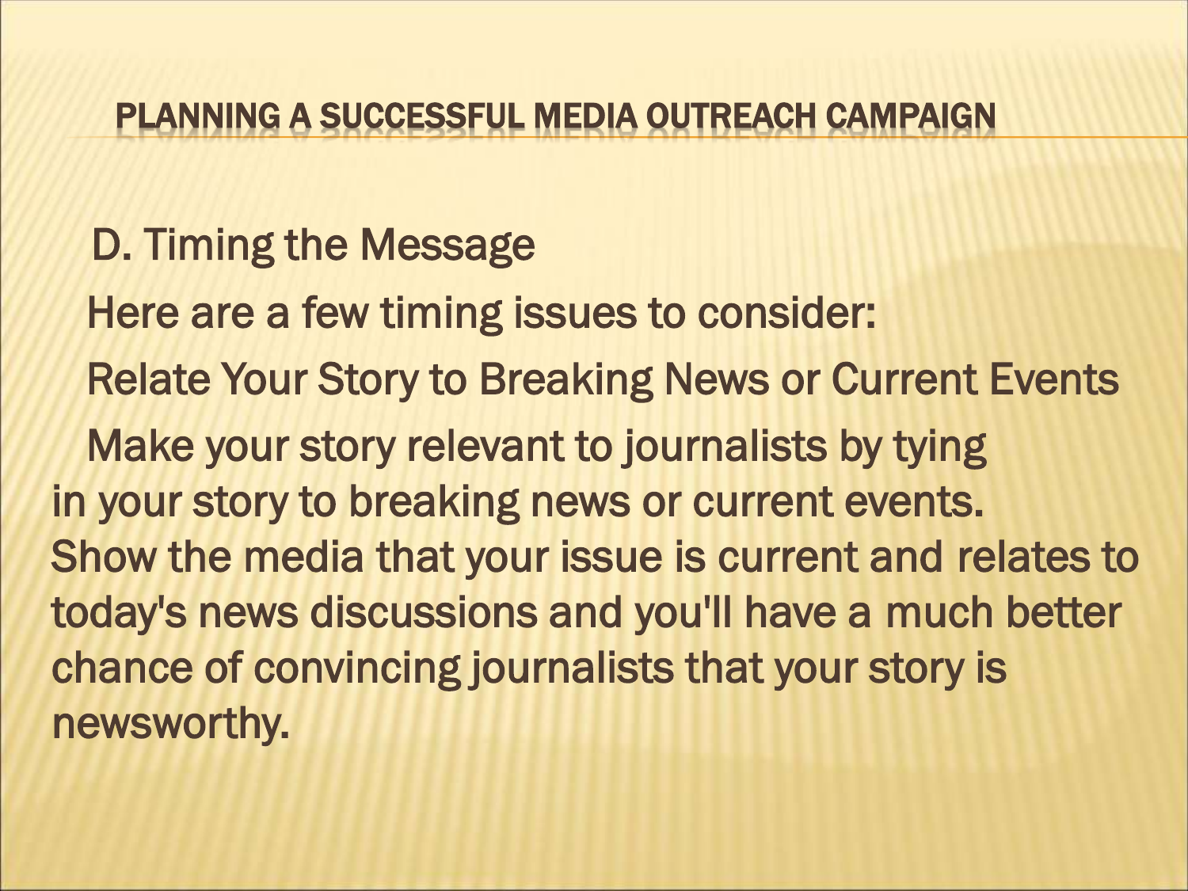# PLANNING A SUCCESSFUL MEDIA OUTREACH CAMPAIGN

## D. Timing the Message

Here are a few timing issues to consider:

### Relate Your Story to Breaking News or Current Events

Make your story relevant to journalists by tying in your story to breaking news or current events. Show the media that your issue is current and relates to today's news discussions and you'll have a much better chance of convincing journalists that your story is newsworthy.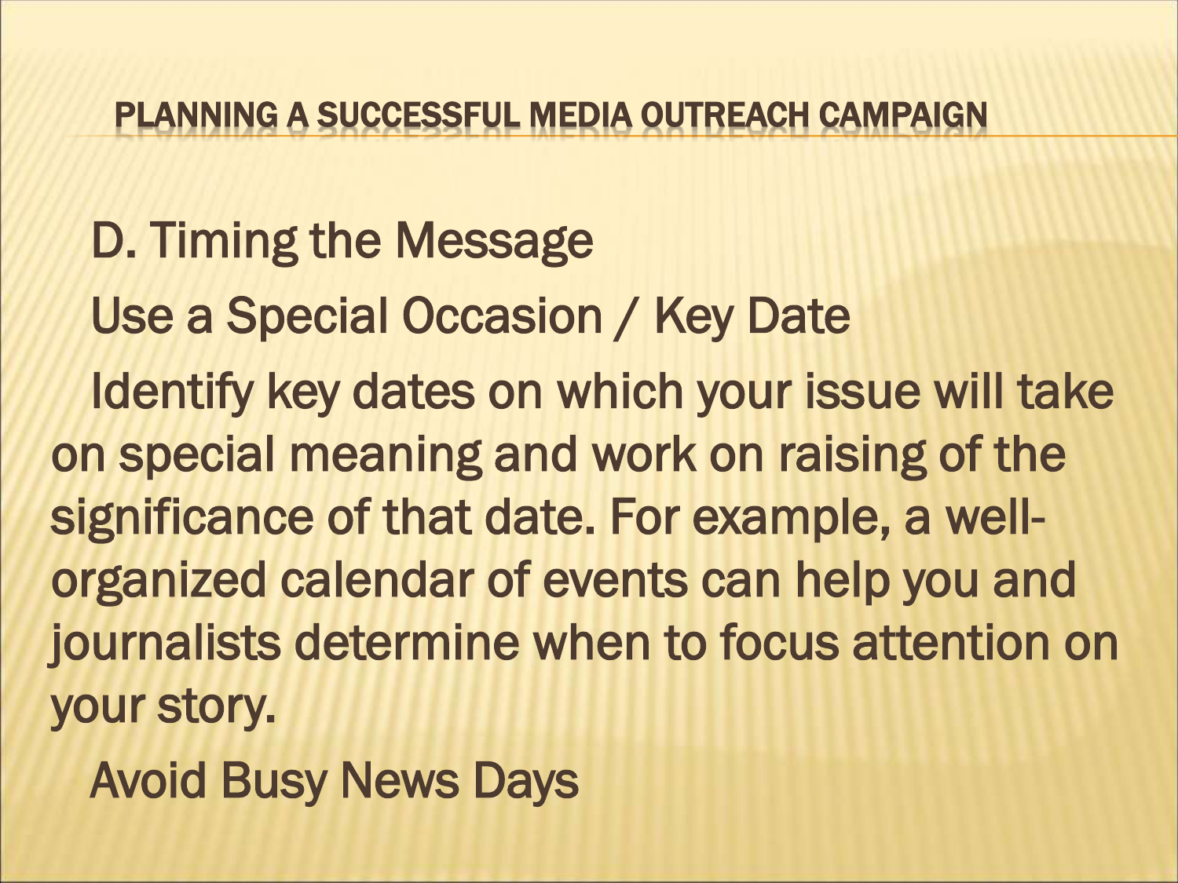# PLANNING A SUCCESSFUL MEDIA OUTREACH CAMPAIGN

D. Timing the Message

Use a Special Occasion / Key Date

Identify key dates on which your issue will take on special meaning and work on raising of the significance of that date. For example, a well-organized calendar of events can help you and journalists determine when to focus attention on your story.

Avoid Busy News Days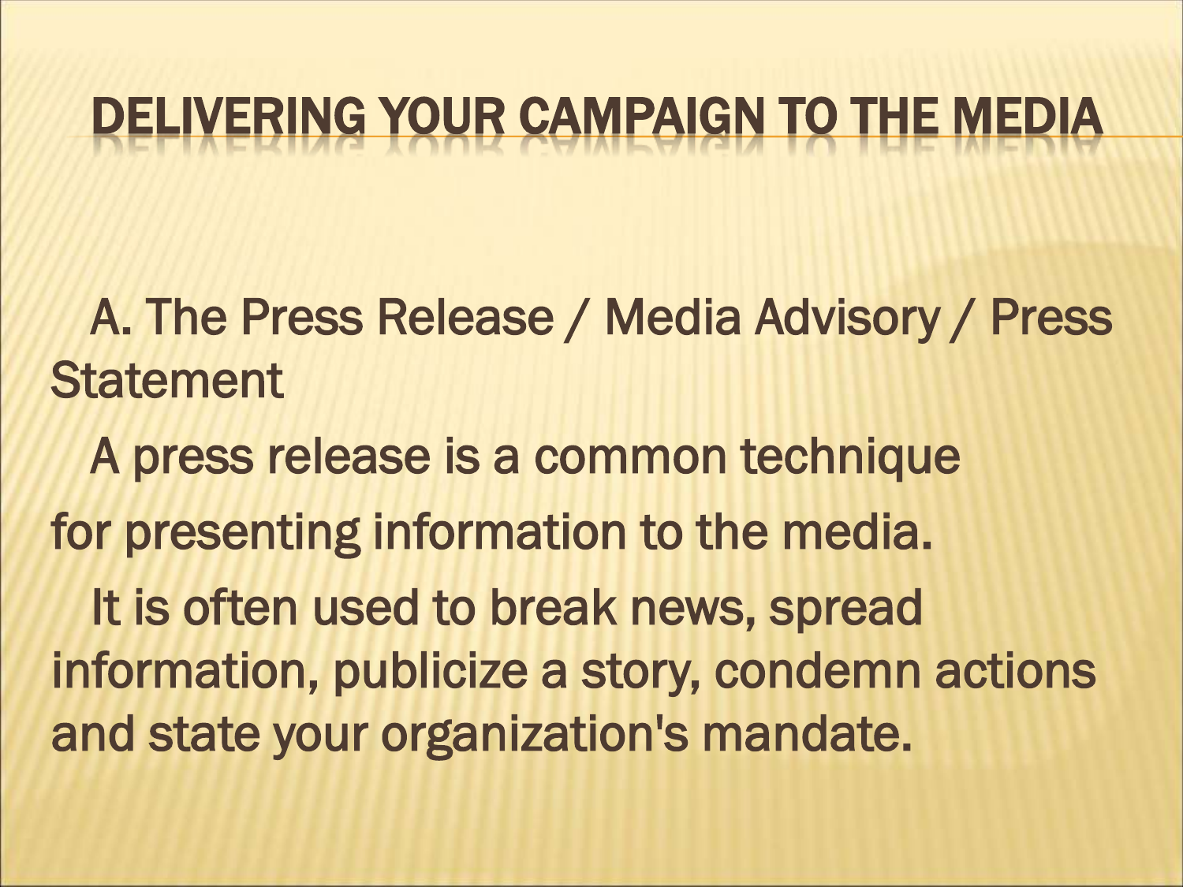# DELIVERING YOUR CAMPAIGN TO THE MEDIA

A. The Press Release / Media Advisory / Press Statement

A press release is a common technique for presenting information to the media.

It is often used to break news, spread information, publicize a story, condemn actions and state your organization's mandate.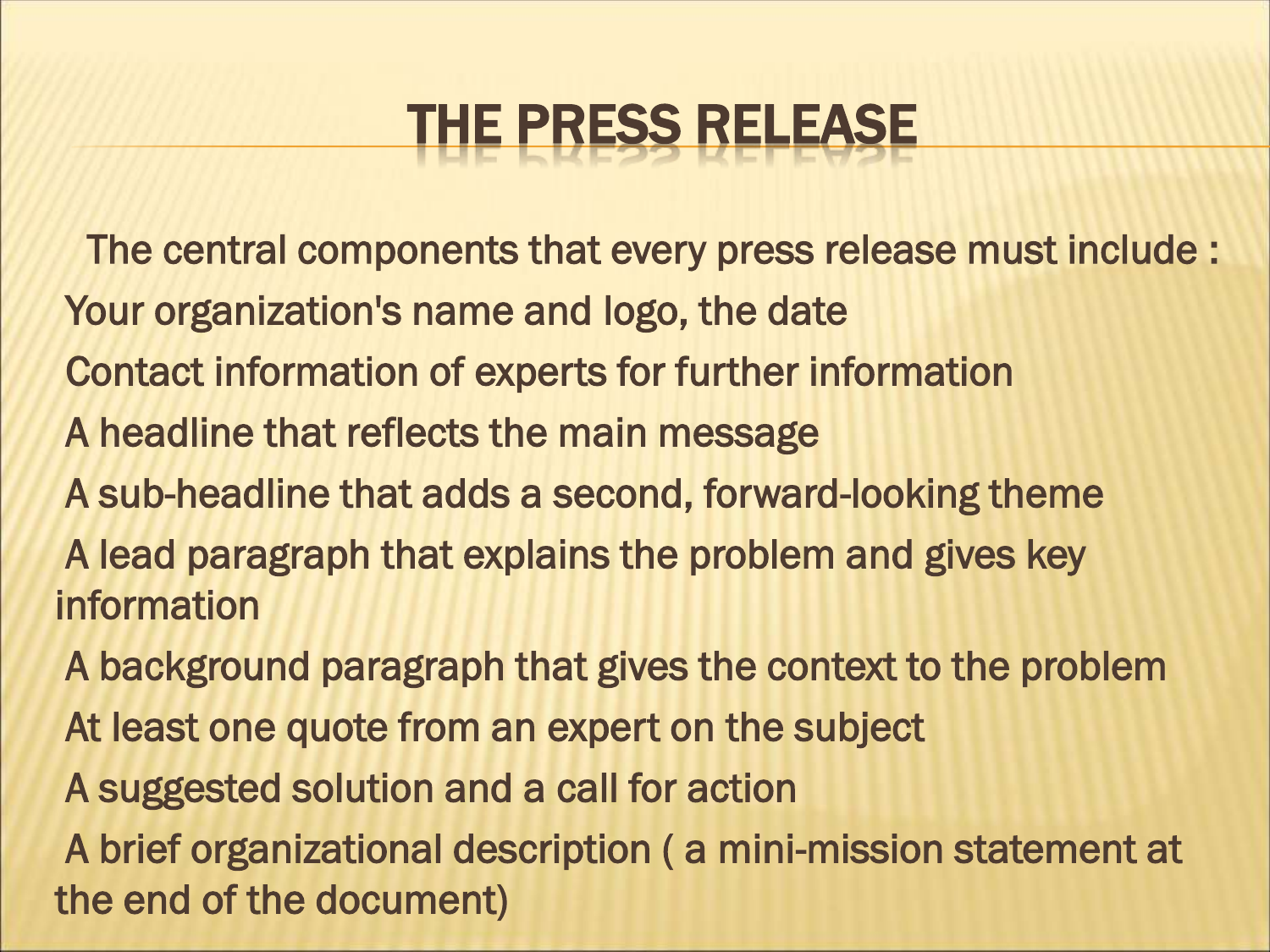# THE PRESS RELEASE

The central components that every press release must include :

- Your organization's name and logo, the date
- Contact information of experts for further information
- A headline that reflects the main message
- A sub-headline that adds a second, forward-looking theme
- A lead paragraph that explains the problem and gives key information
- A background paragraph that gives the context to the problem
- At least one quote from an expert on the subject
- A suggested solution and a call for action
- A brief organizational description ( a mini-mission statement at the end of the document)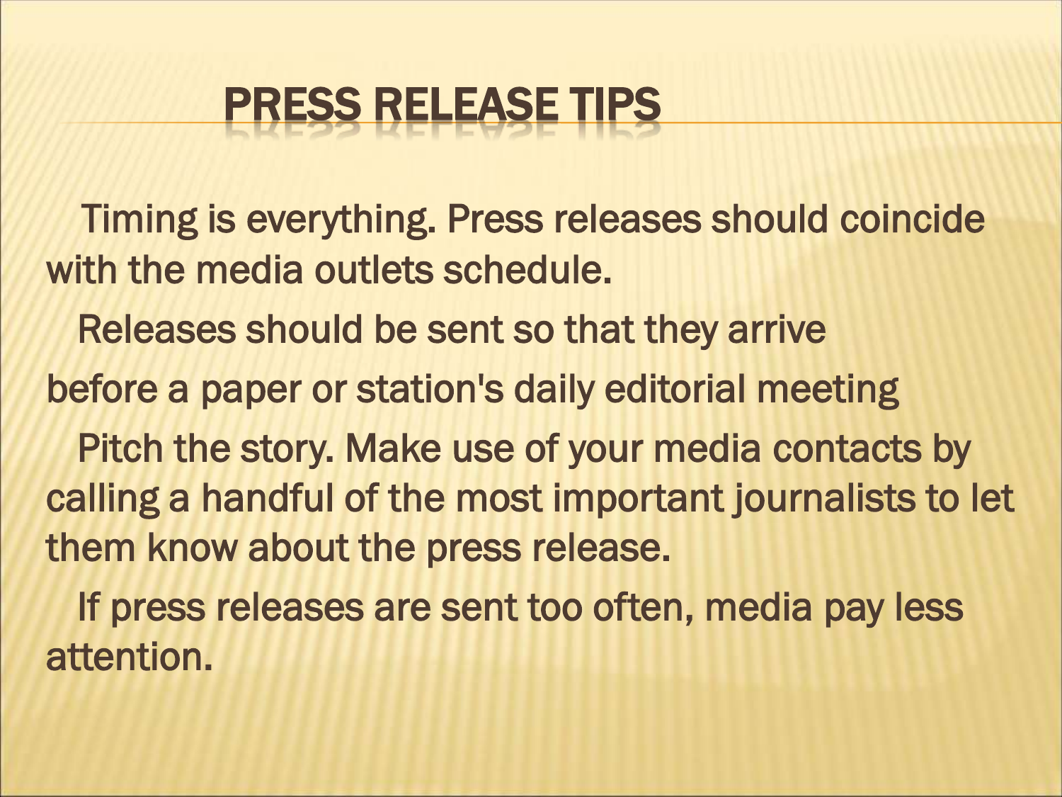# PRESS RELEASE TIPS

Timing is everything. Press releases should coincide with the media outlets schedule.

Releases should be sent so that they arrive before a paper or station's daily editorial meeting

Pitch the story. Make use of your media contacts by calling a handful of the most important journalists to let them know about the press release.

If press releases are sent too often, media pay less attention.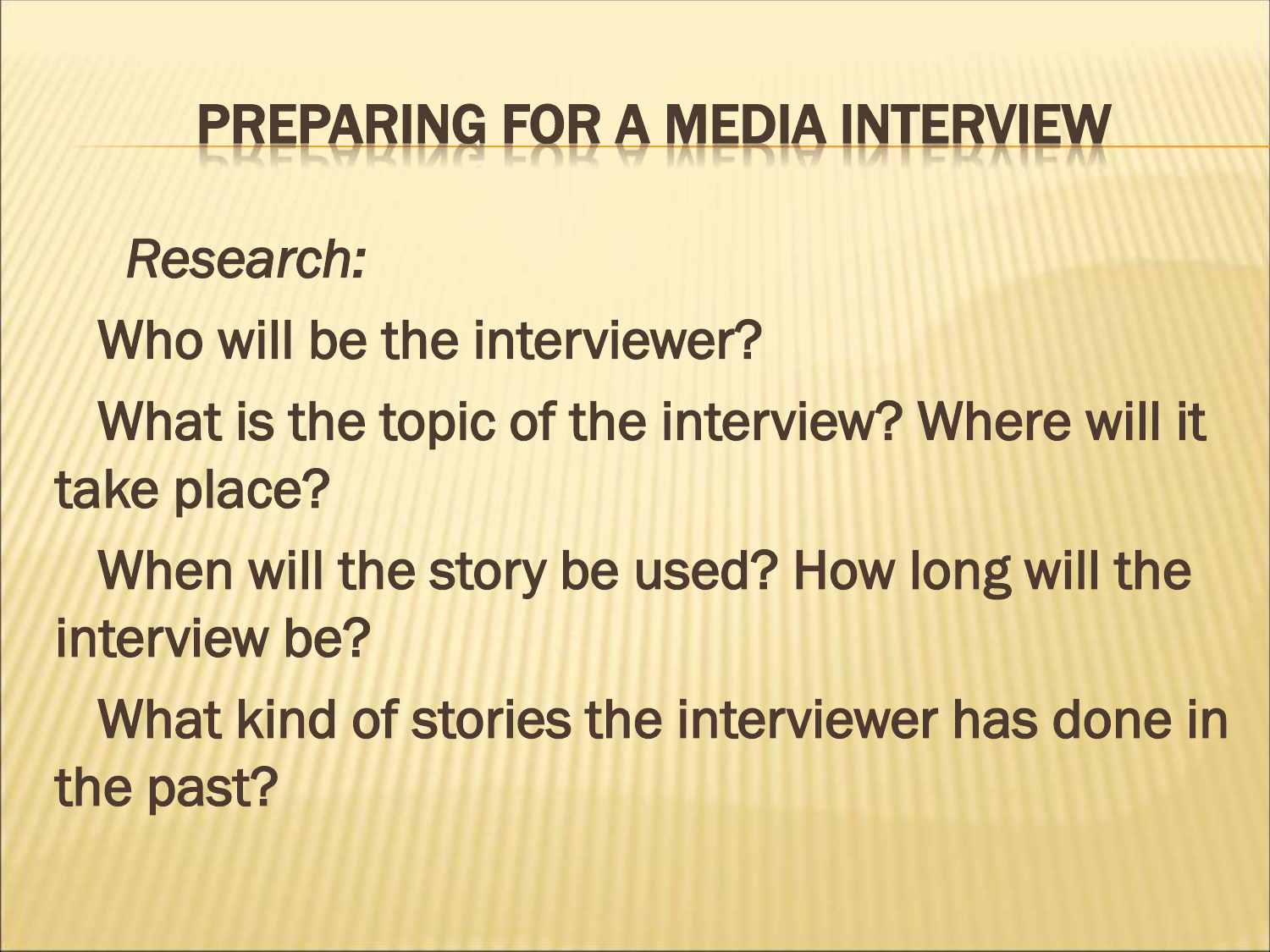# PREPARING FOR A MEDIA INTERVIEW

*Research:*

Who will be the interviewer?

What is the topic of the interview? Where will it take place?

When will the story be used? How long will the interview be?

What kind of stories the interviewer has done in the past?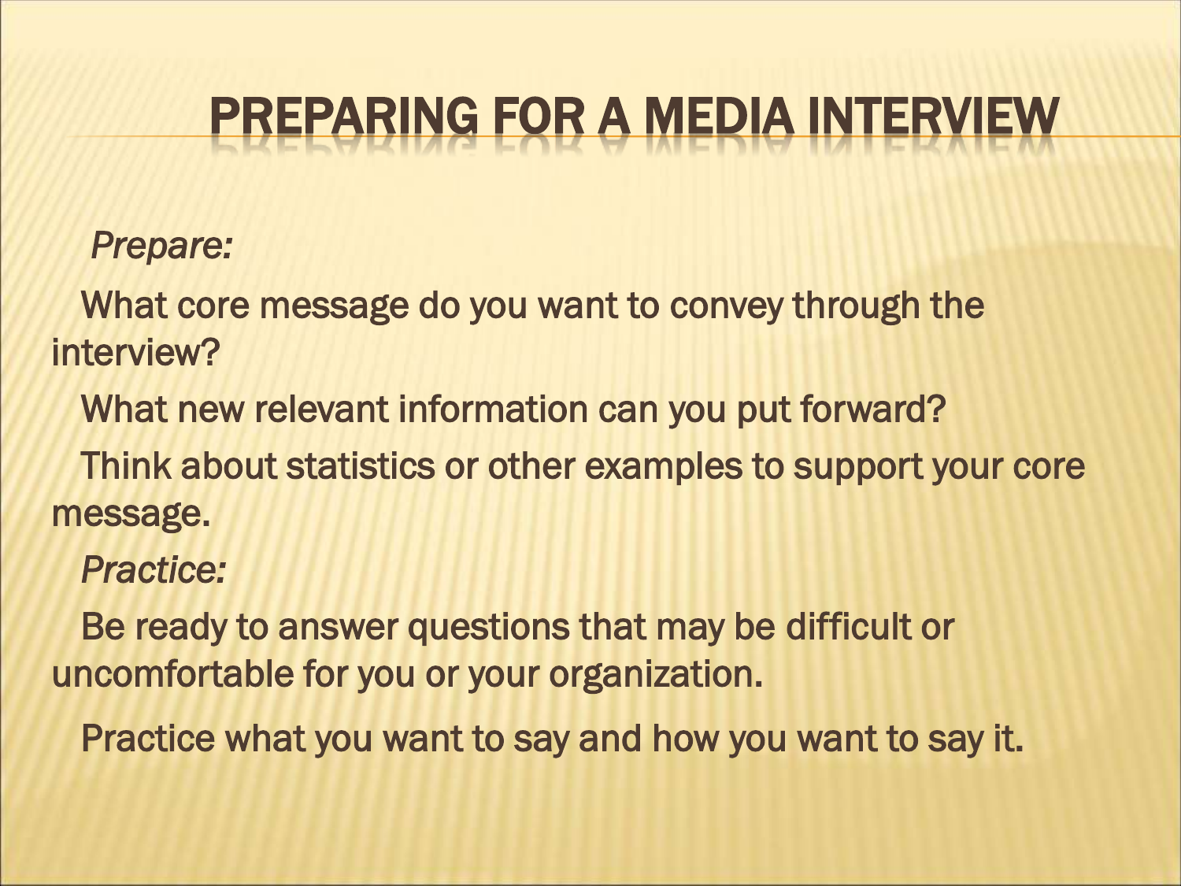# PREPARING FOR A MEDIA INTERVIEW

*Prepare:*

What core message do you want to convey through the interview?

What new relevant information can you put forward?

Think about statistics or other examples to support your core message.

*Practice:*

Be ready to answer questions that may be difficult or uncomfortable for you or your organization.

Practice what you want to say and how you want to say it.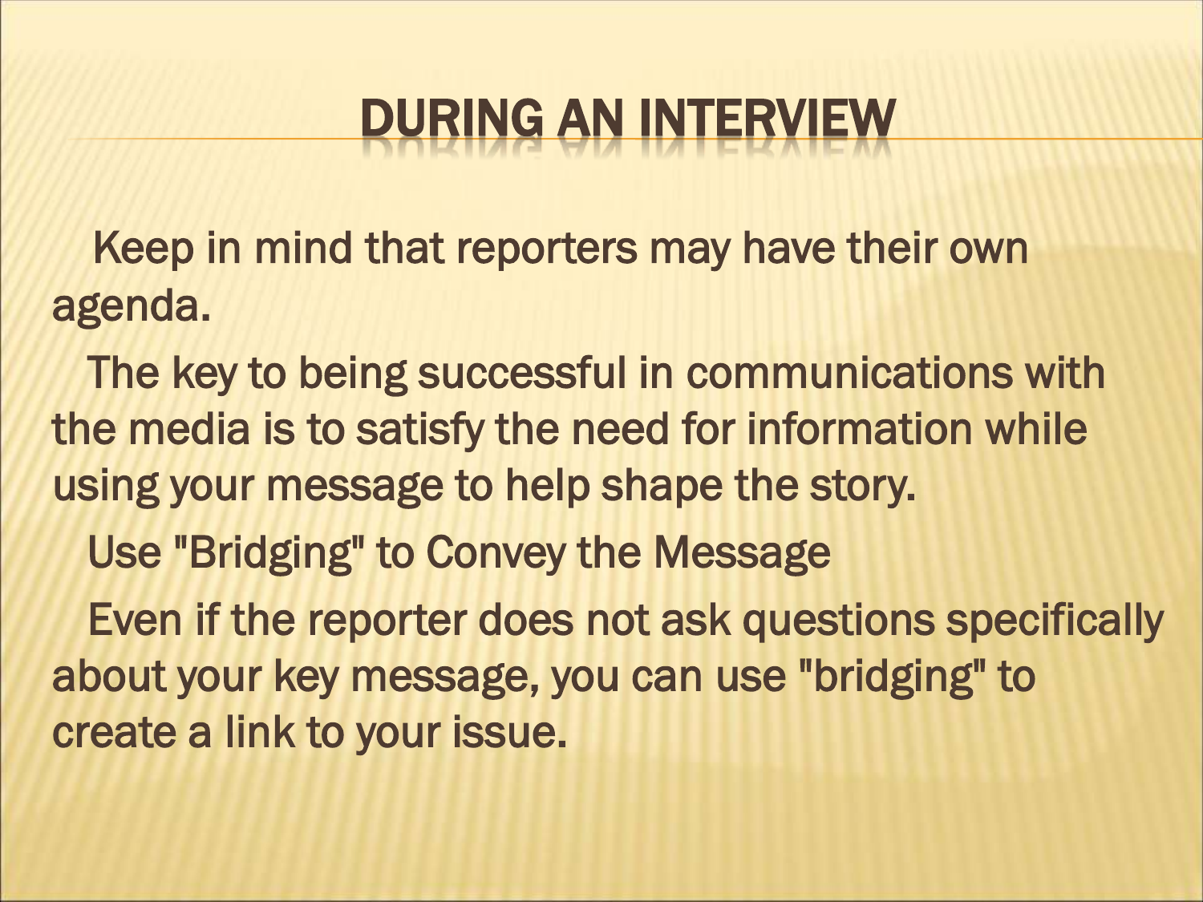# DURING AN INTERVIEW

Keep in mind that reporters may have their own agenda.

The key to being successful in communications with the media is to satisfy the need for information while using your message to help shape the story.

Use "Bridging" to Convey the Message

Even if the reporter does not ask questions specifically about your key message, you can use "bridging" to create a link to your issue.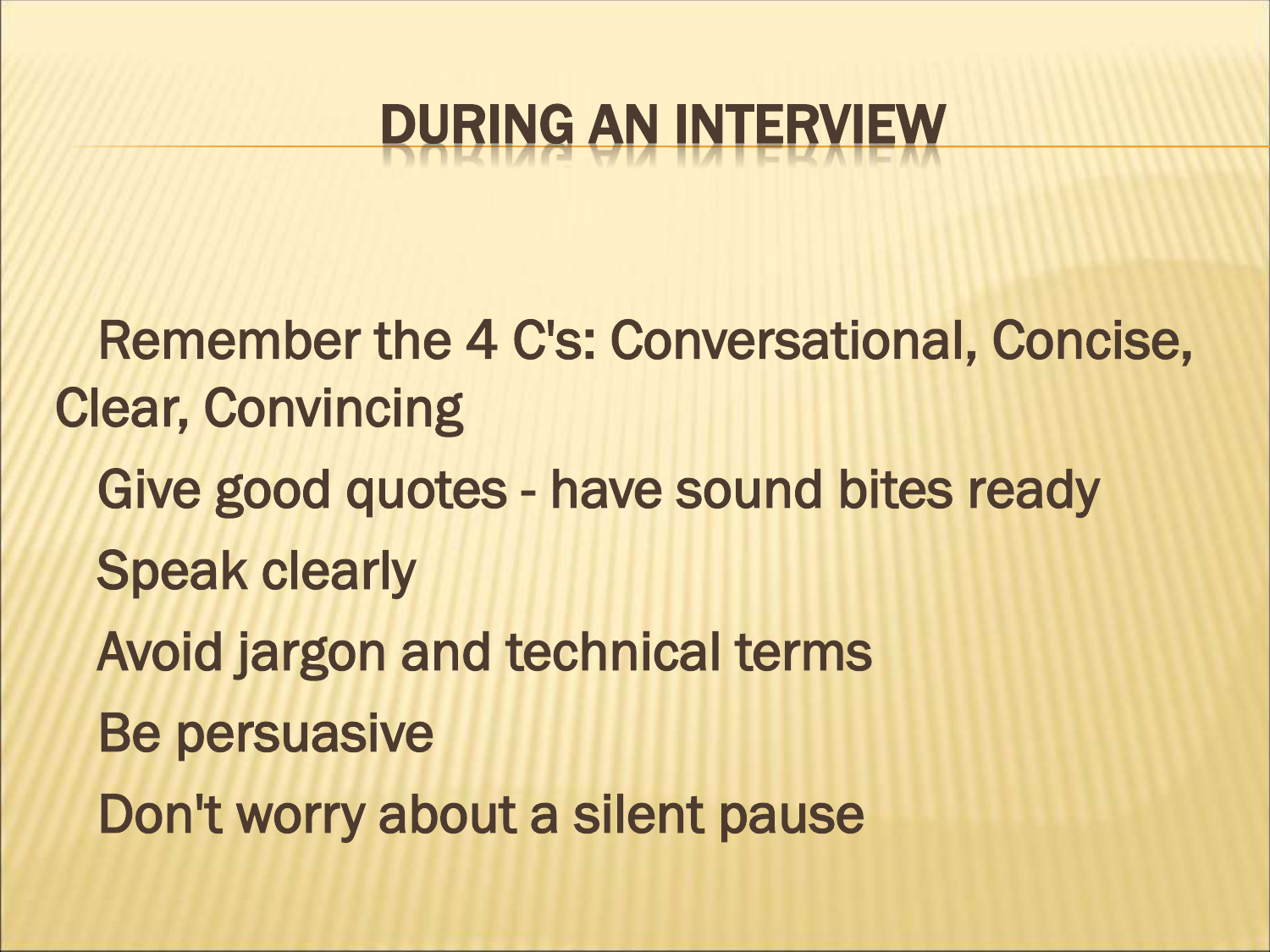# DURING AN INTERVIEW

- Remember the 4 C's: Conversational, Concise, Clear, Convincing
- Give good quotes - have sound bites ready
- Speak clearly
- Avoid jargon and technical terms
- Be persuasive
- Don't worry about a silent pause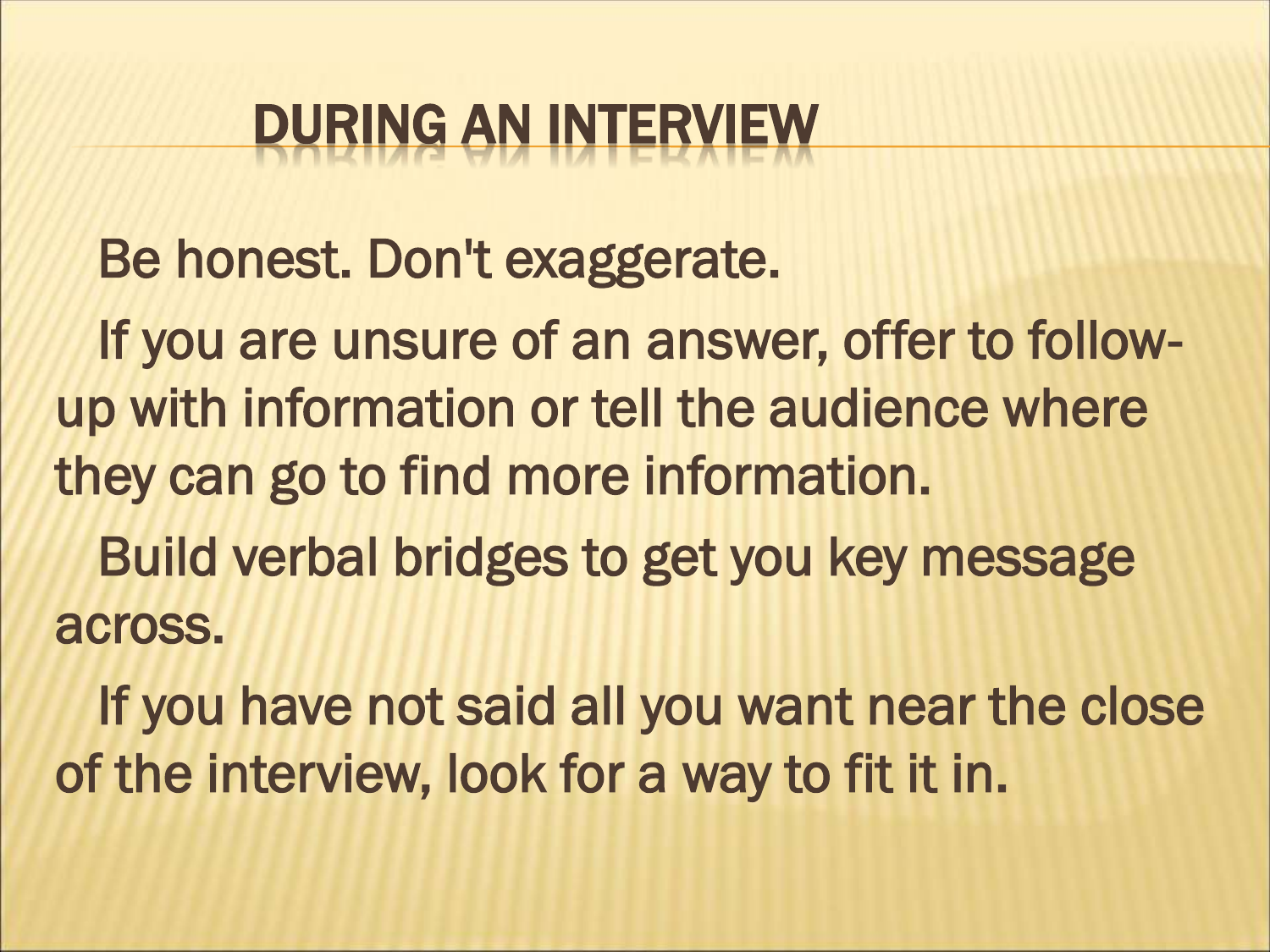# DURING AN INTERVIEW

Be honest. Don't exaggerate.

If you are unsure of an answer, offer to follow-up with information or tell the audience where they can go to find more information.

Build verbal bridges to get you key message across.

If you have not said all you want near the close of the interview, look for a way to fit it in.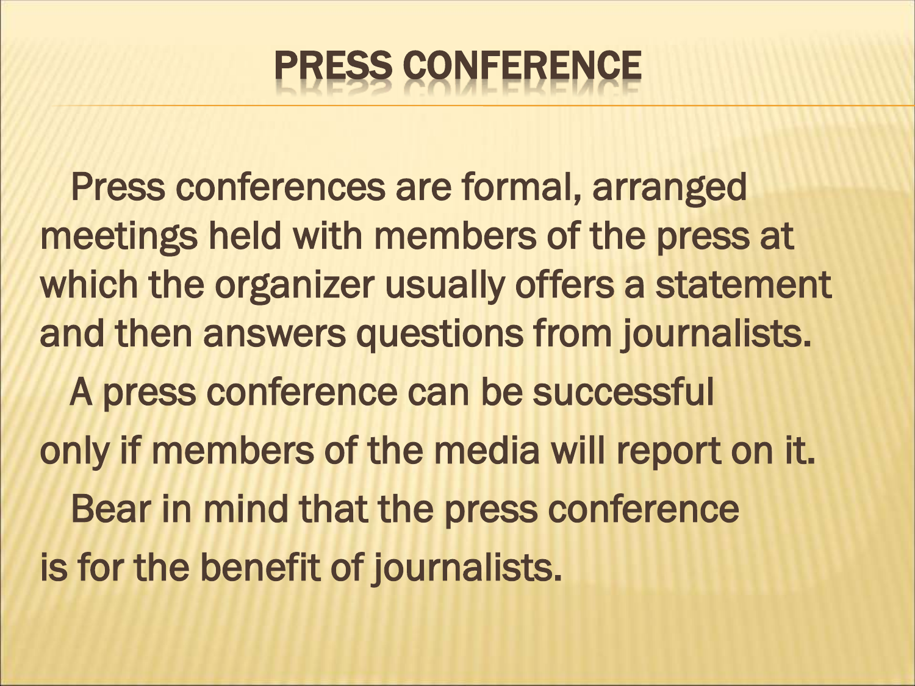# PRESS CONFERENCE

Press conferences are formal, arranged meetings held with members of the press at which the organizer usually offers a statement and then answers questions from journalists.

A press conference can be successful only if members of the media will report on it.

Bear in mind that the press conference is for the benefit of journalists.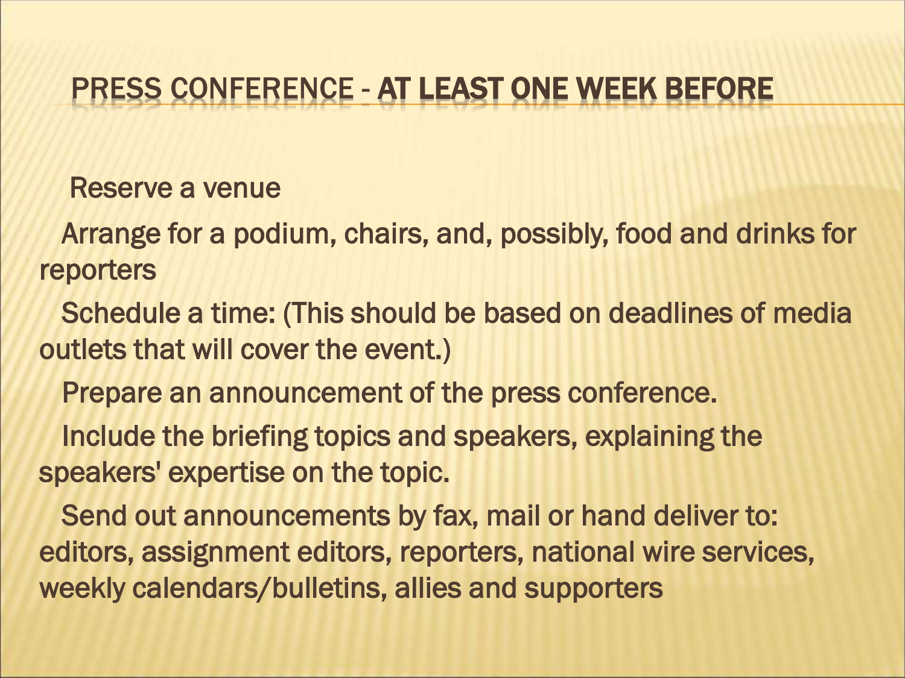## PRESS CONFERENCE - AT LEAST ONE WEEK BEFORE

- Reserve a venue
- Arrange for a podium, chairs, and, possibly, food and drinks for reporters
- Schedule a time: (This should be based on deadlines of media outlets that will cover the event.)
- Prepare an announcement of the press conference.
- Include the briefing topics and speakers, explaining the speakers' expertise on the topic.
- Send out announcements by fax, mail or hand deliver to: editors, assignment editors, reporters, national wire services, weekly calendars/bulletins, allies and supporters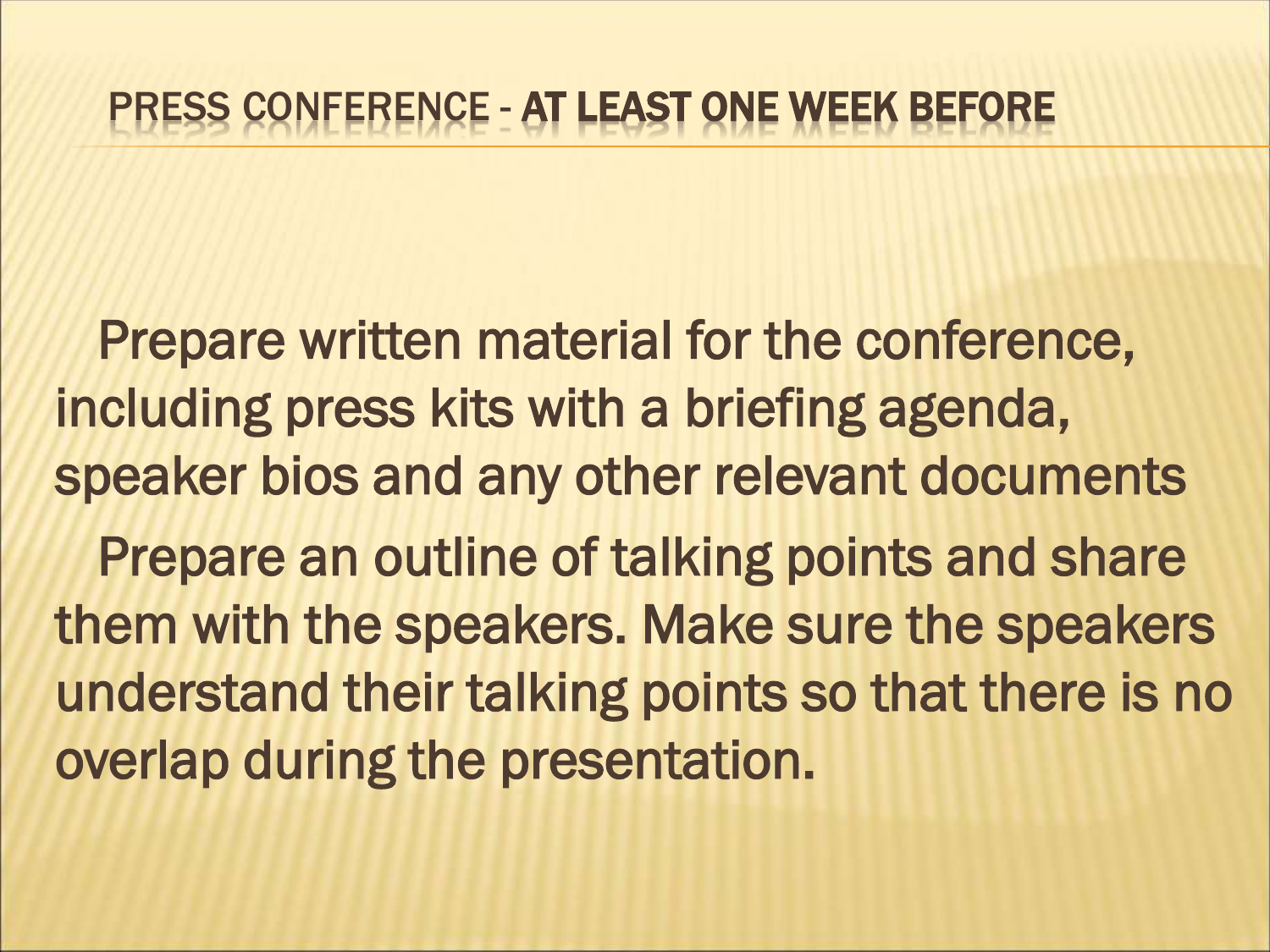# PRESS CONFERENCE - AT LEAST ONE WEEK BEFORE

Prepare written material for the conference, including press kits with a briefing agenda, speaker bios and any other relevant documents

Prepare an outline of talking points and share them with the speakers. Make sure the speakers understand their talking points so that there is no overlap during the presentation.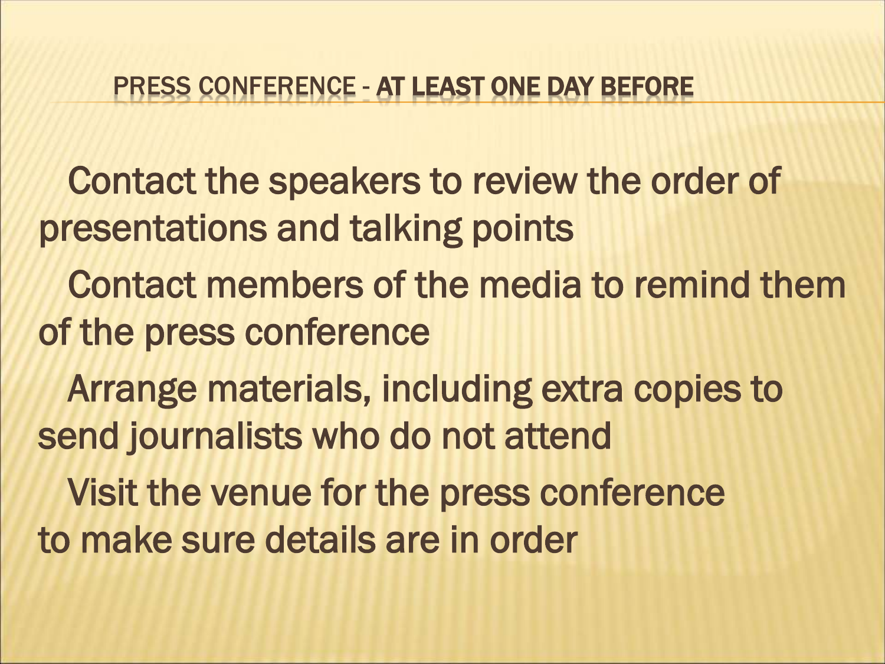## PRESS CONFERENCE - **AT LEAST ONE DAY BEFORE**

- Contact the speakers to review the order of presentations and talking points
- Contact members of the media to remind them of the press conference
- Arrange materials, including extra copies to send journalists who do not attend
- Visit the venue for the press conference to make sure details are in order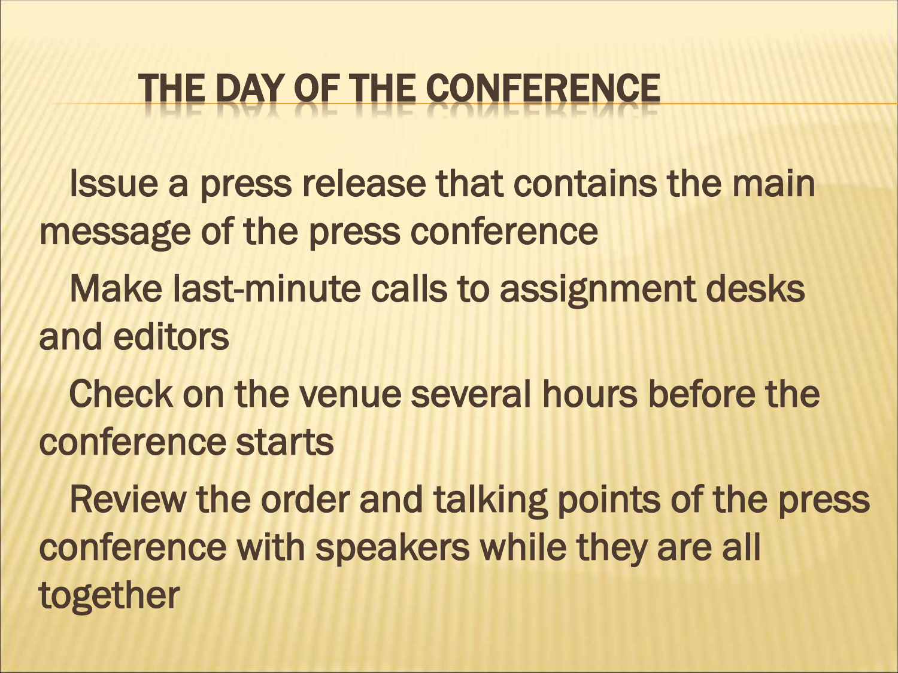# THE DAY OF THE CONFERENCE

- Issue a press release that contains the main message of the press conference
- Make last-minute calls to assignment desks and editors
- Check on the venue several hours before the conference starts
- Review the order and talking points of the press conference with speakers while they are all together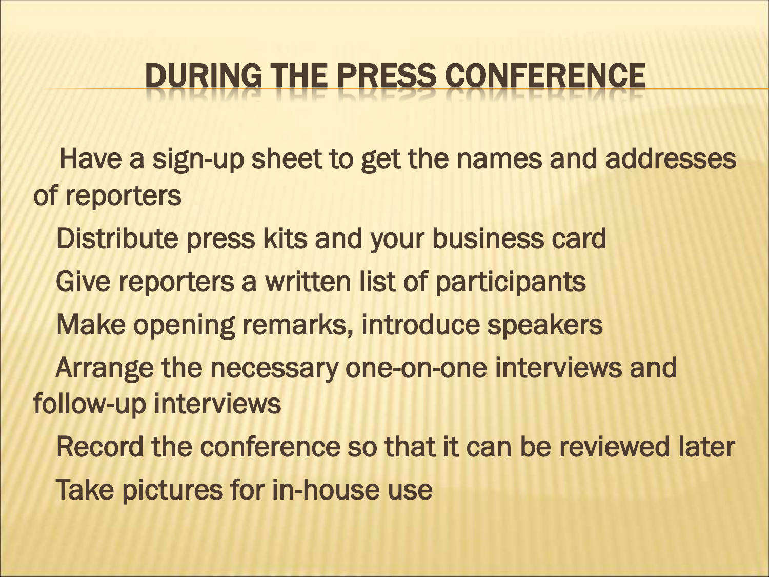# DURING THE PRESS CONFERENCE

- Have a sign-up sheet to get the names and addresses of reporters
- Distribute press kits and your business card
- Give reporters a written list of participants
- Make opening remarks, introduce speakers
- Arrange the necessary one-on-one interviews and follow-up interviews
- Record the conference so that it can be reviewed later
- Take pictures for in-house use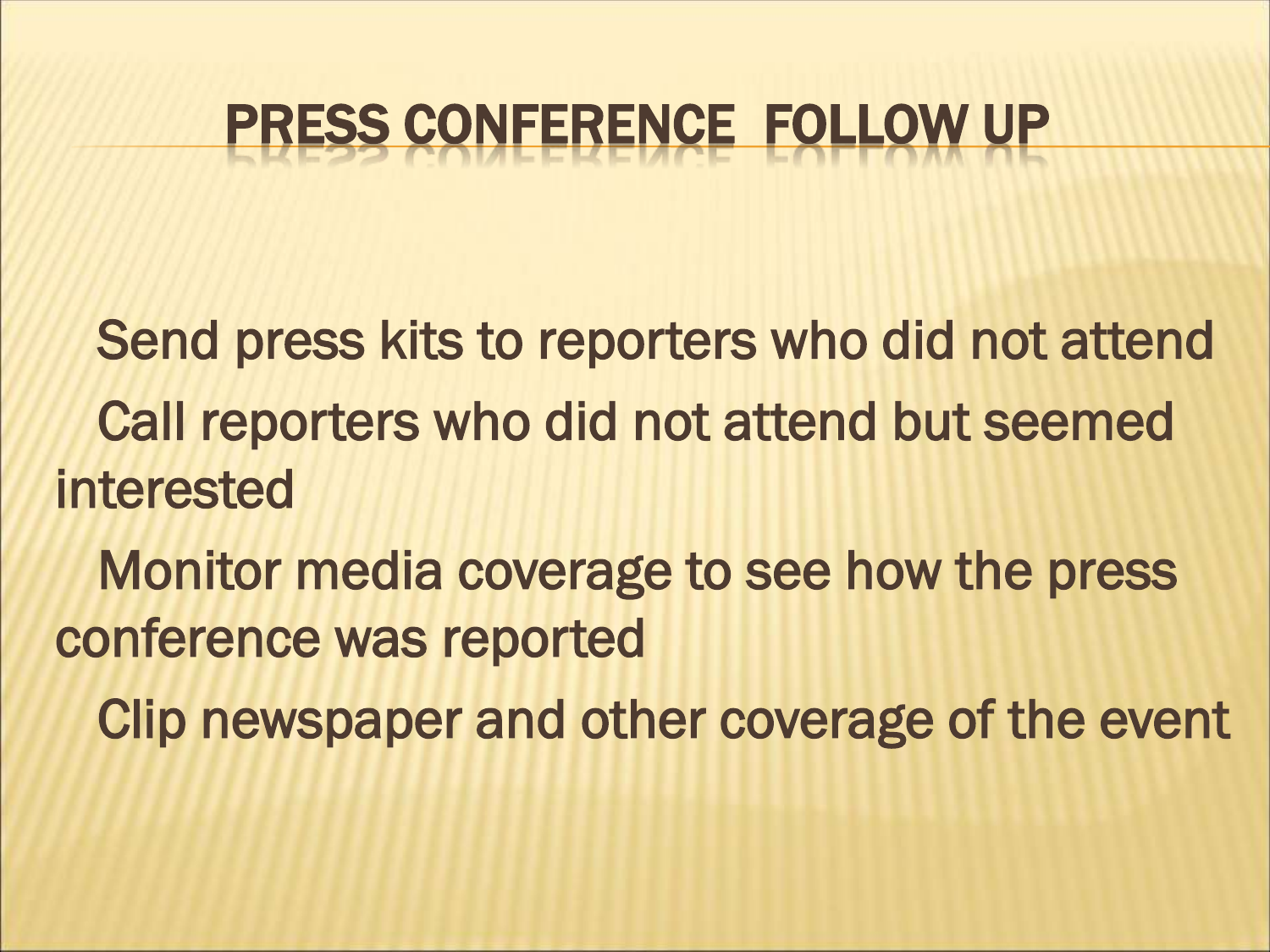# PRESS CONFERENCE FOLLOW UP

- Send press kits to reporters who did not attend
- Call reporters who did not attend but seemed interested
- Monitor media coverage to see how the press conference was reported
- Clip newspaper and other coverage of the event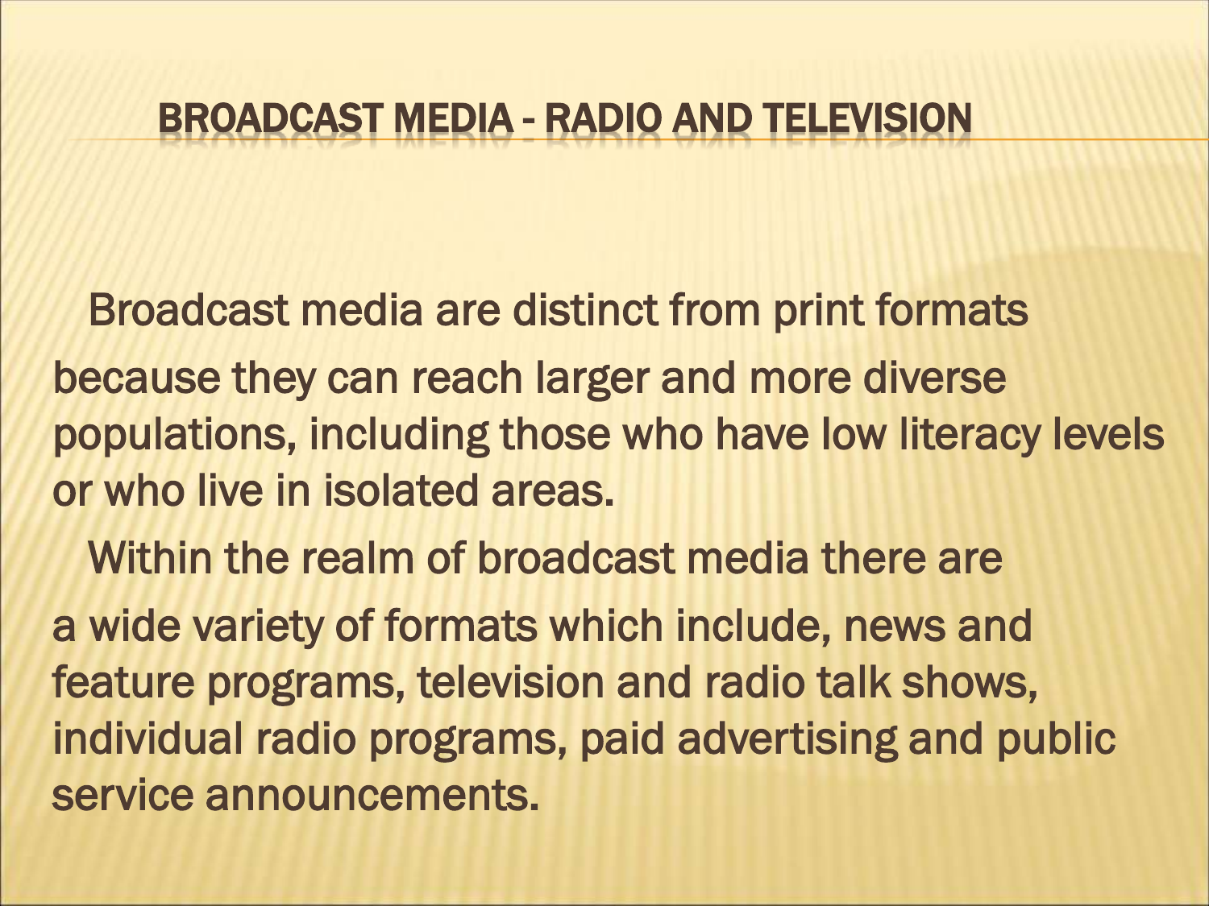# BROADCAST MEDIA - RADIO AND TELEVISION

Broadcast media are distinct from print formats because they can reach larger and more diverse populations, including those who have low literacy levels or who live in isolated areas.

Within the realm of broadcast media there are a wide variety of formats which include, news and feature programs, television and radio talk shows, individual radio programs, paid advertising and public service announcements.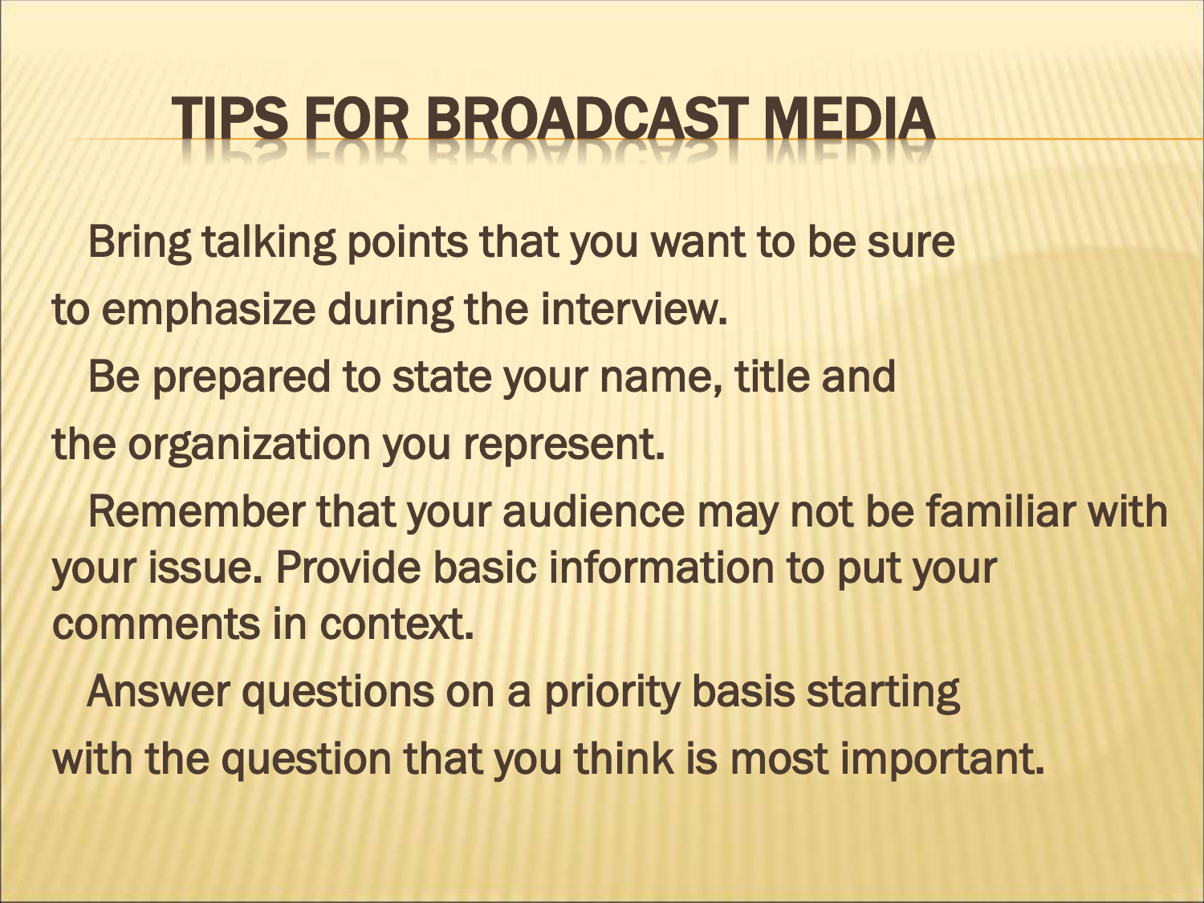# TIPS FOR BROADCAST MEDIA

- Bring talking points that you want to be sure to emphasize during the interview.
- Be prepared to state your name, title and the organization you represent.
- Remember that your audience may not be familiar with your issue. Provide basic information to put your comments in context.
- Answer questions on a priority basis starting with the question that you think is most important.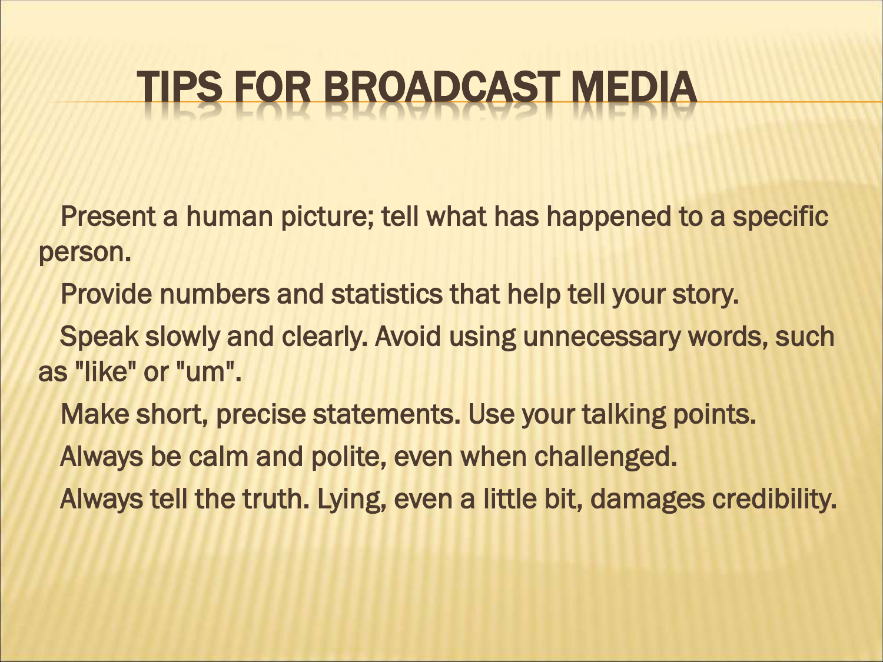# TIPS FOR BROADCAST MEDIA

- Present a human picture; tell what has happened to a specific person.
- Provide numbers and statistics that help tell your story.
- Speak slowly and clearly. Avoid using unnecessary words, such as "like" or "um".
- Make short, precise statements. Use your talking points.
- Always be calm and polite, even when challenged.
- Always tell the truth. Lying, even a little bit, damages credibility.